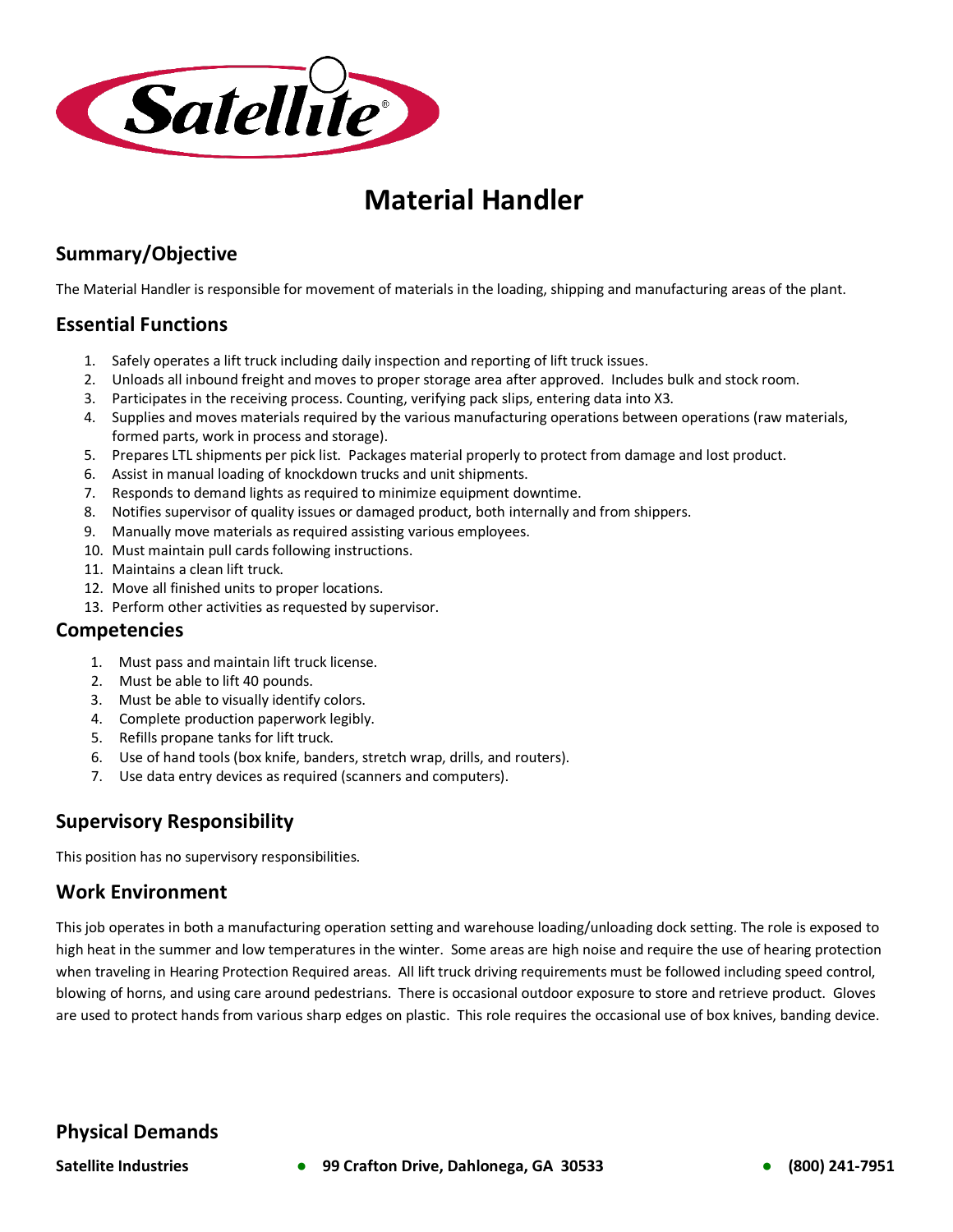# Material Handler

## Summary/Objective

The Material Handler is responsible for movement of materials in the loading, shipping and manufacturing areas of the plant.

## Essential Functions

1. Safely operates a lift truck including daily inspection and reporting of lift truck issues.
2. Unloads all inbound freight and moves to proper storage area after approved. Includes bulk and stock room.
3. Participates in the receiving process. Counting, verifying pack slips, entering data into X3.
4. Supplies and moves materials required by the various manufacturing operations between operations (raw materials, formed parts, work in process and storage).
5. Prepares LTL shipments per pick list. Packages material properly to protect from damage and lost product.
6. Assist in manual loading of knockdown trucks and unit shipments.
7. Responds to demand lights as required to minimize equipment downtime.
8. Notifies supervisor of quality issues or damaged product, both internally and from shippers.
9. Manually move materials as required assisting various employees.
10. Must maintain pull cards following instructions.
11. Maintains a clean lift truck.
12. Move all finished units to proper locations.
13. Perform other activities as requested by supervisor.

## Competencies

1. Must pass and maintain lift truck license.
2. Must be able to lift 40 pounds.
3. Must be able to visually identify colors.
4. Complete production paperwork legibly.
5. Refills propane tanks for lift truck.
6. Use of hand tools (box knife, banders, stretch wrap, drills, and routers).
7. Use data entry devices as required (scanners and computers).

## Supervisory Responsibility

This position has no supervisory responsibilities.

## Work Environment

This job operates in both a manufacturing operation setting and warehouse loading/unloading dock setting. The role is exposed to high heat in the summer and low temperatures in the winter. Some areas are high noise and require the use of hearing protection when traveling in Hearing Protection Required areas. All lift truck driving requirements must be followed including speed control, blowing of horns, and using care around pedestrians. There is occasional outdoor exposure to store and retrieve product. Gloves are used to protect hands from various sharp edges on plastic. This role requires the occasional use of box knives, banding device.

## Physical Demands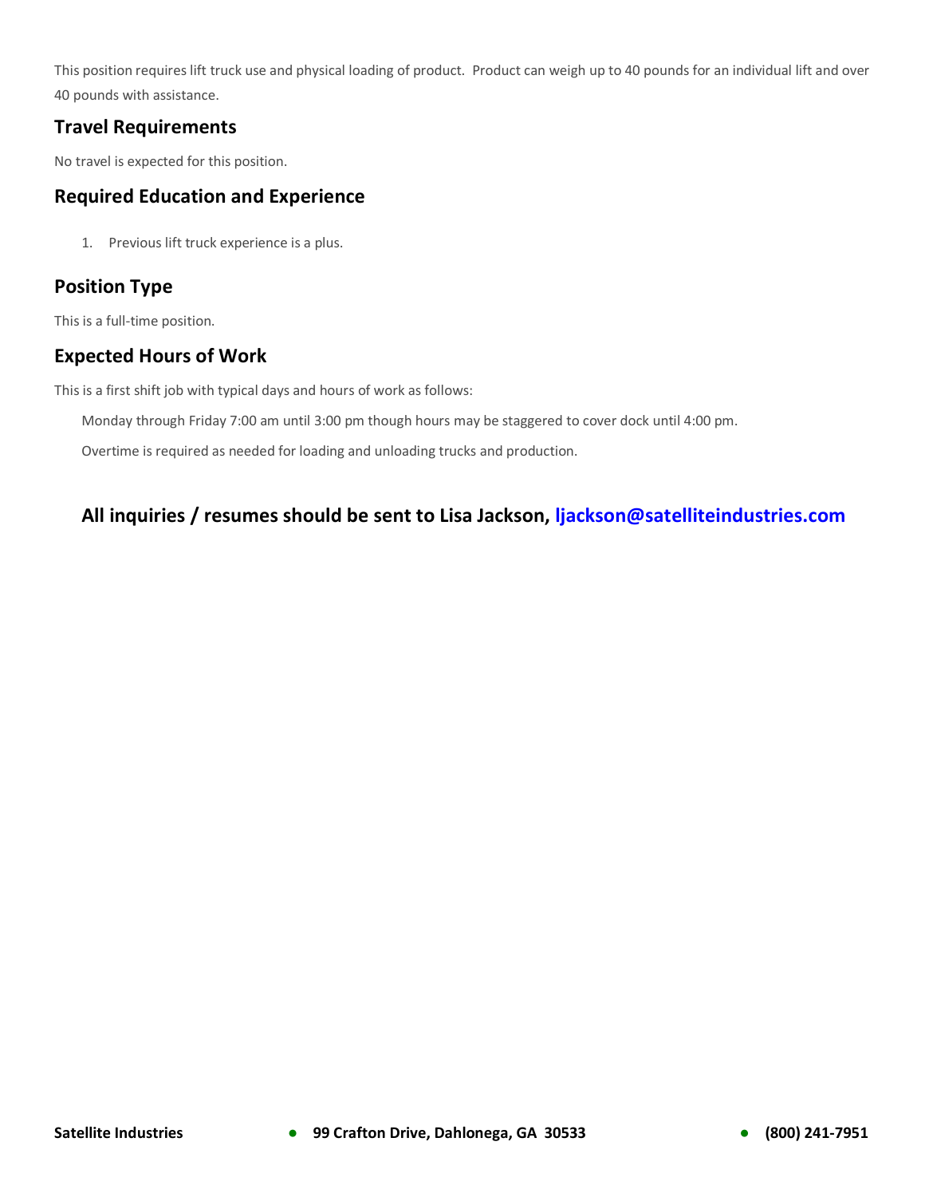This position requires lift truck use and physical loading of product. Product can weigh up to 40 pounds for an individual lift and over 40 pounds with assistance.

## Travel Requirements

No travel is expected for this position.

## Required Education and Experience

1. Previous lift truck experience is a plus.

## Position Type

This is a full-time position.

## Expected Hours of Work

This is a first shift job with typical days and hours of work as follows:

Monday through Friday 7:00 am until 3:00 pm though hours may be staggered to cover dock until 4:00 pm.

Overtime is required as needed for loading and unloading trucks and production.

### All inquiries / resumes should be sent to Lisa Jackson, ljackson@satelliteindustries.com

**Satellite Industries** • **99 Crafton Drive, Dahlonega, GA 30533** • **(800) 241-7951**